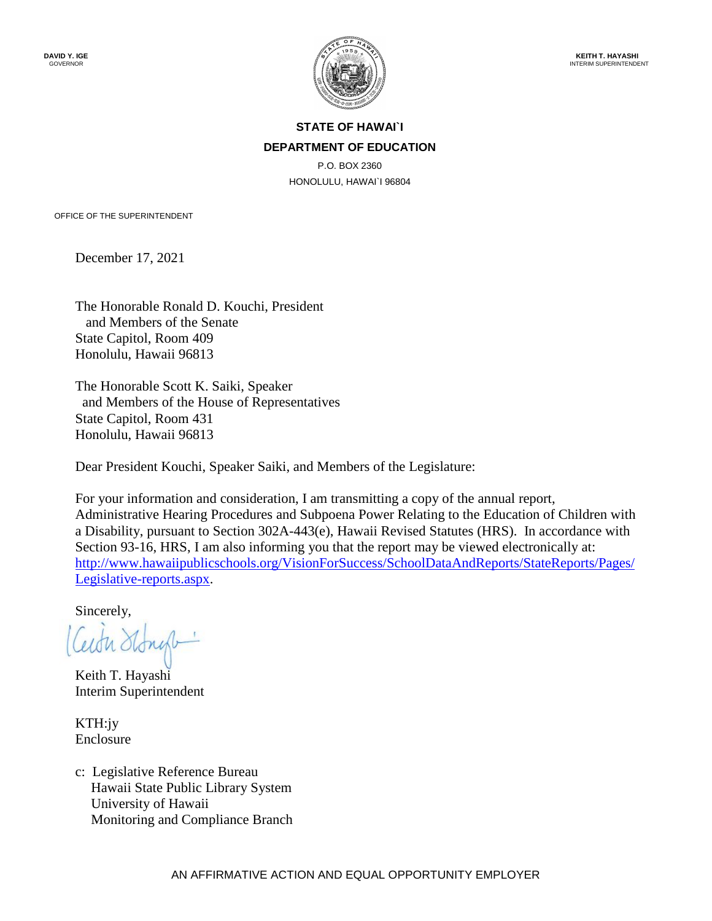DAVID Y. IGE
GOVERNOR

KEITH T. HAYASHI
INTERIM SUPERINTENDENT

**STATE OF HAWAI`I**

**DEPARTMENT OF EDUCATION**

P.O. BOX 2360
HONOLULU, HAWAI`I 96804

OFFICE OF THE SUPERINTENDENT

December 17, 2021

The Honorable Ronald D. Kouchi, President
and Members of the Senate
State Capitol, Room 409
Honolulu, Hawaii 96813

The Honorable Scott K. Saiki, Speaker
and Members of the House of Representatives
State Capitol, Room 431
Honolulu, Hawaii 96813

Dear President Kouchi, Speaker Saiki, and Members of the Legislature:

For your information and consideration, I am transmitting a copy of the annual report, Administrative Hearing Procedures and Subpoena Power Relating to the Education of Children with a Disability, pursuant to Section 302A-443(e), Hawaii Revised Statutes (HRS). In accordance with Section 93-16, HRS, I am also informing you that the report may be viewed electronically at: [http://www.hawaiipublicschools.org/VisionForSuccess/SchoolDataAndReports/StateReports/Pages/Legislative-reports.aspx](http://www.hawaiipublicschools.org/VisionForSuccess/SchoolDataAndReports/StateReports/Pages/Legislative-reports.aspx).

Sincerely,

Keith T. Hayashi
Interim Superintendent

KTH:jy
Enclosure

c: Legislative Reference Bureau
Hawaii State Public Library System
University of Hawaii
Monitoring and Compliance Branch

AN AFFIRMATIVE ACTION AND EQUAL OPPORTUNITY EMPLOYER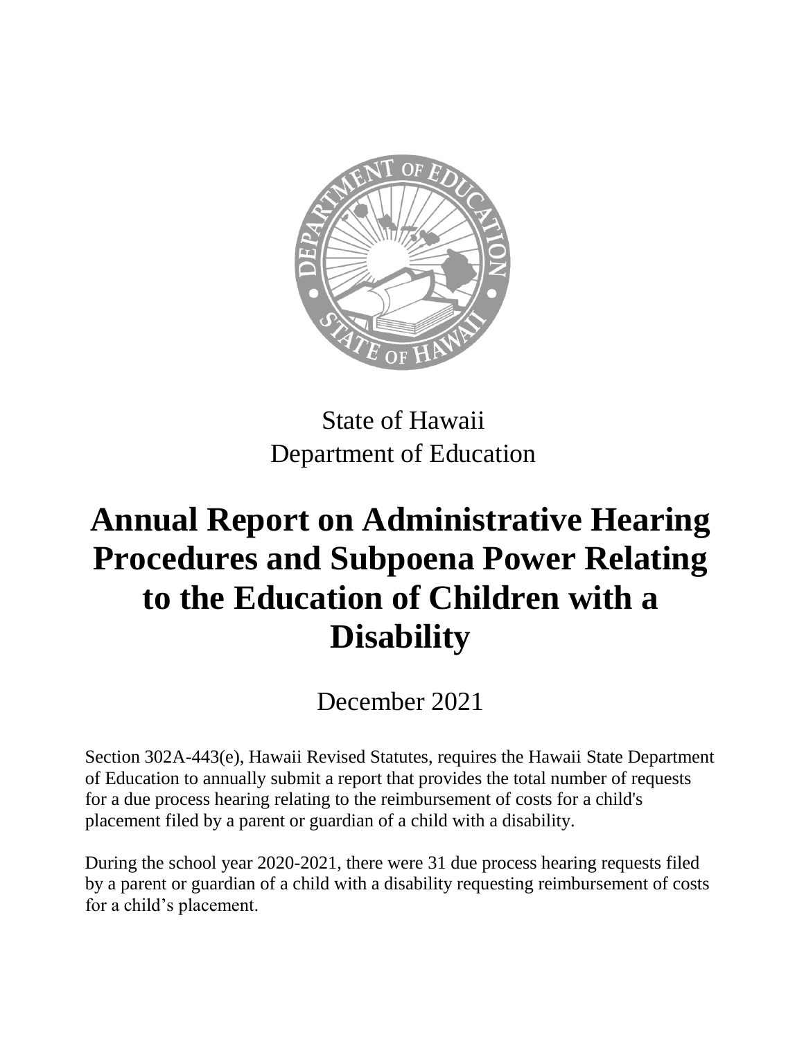State of Hawaii
Department of Education

# Annual Report on Administrative Hearing Procedures and Subpoena Power Relating to the Education of Children with a Disability

December 2021

Section 302A-443(e), Hawaii Revised Statutes, requires the Hawaii State Department of Education to annually submit a report that provides the total number of requests for a due process hearing relating to the reimbursement of costs for a child's placement filed by a parent or guardian of a child with a disability.

During the school year 2020-2021, there were 31 due process hearing requests filed by a parent or guardian of a child with a disability requesting reimbursement of costs for a child's placement.